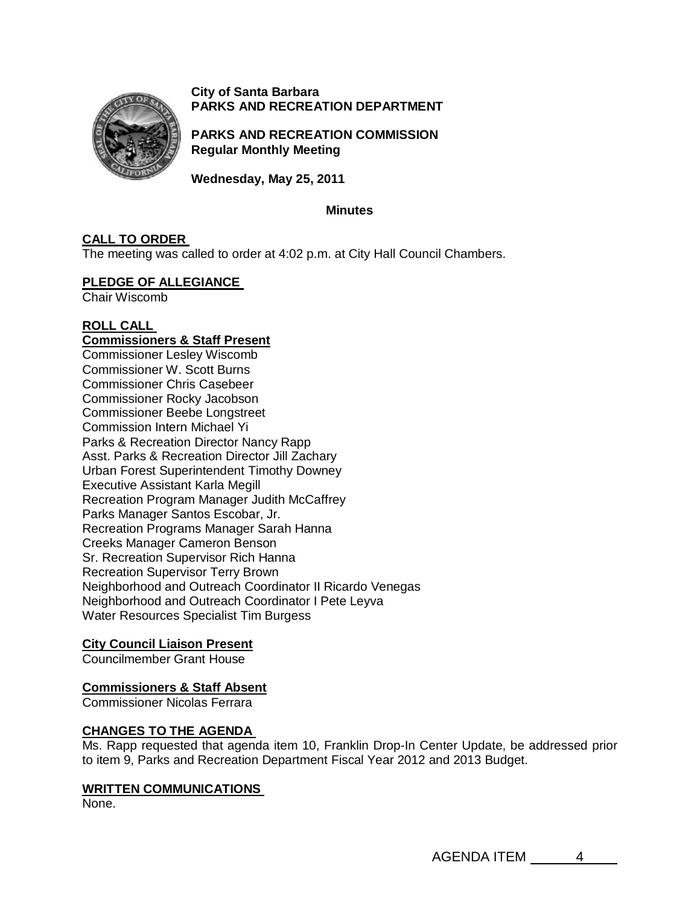**City of Santa Barbara**
**PARKS AND RECREATION DEPARTMENT**

**PARKS AND RECREATION COMMISSION**
**Regular Monthly Meeting**

**Wednesday, May 25, 2011**

**Minutes**

## CALL TO ORDER

The meeting was called to order at 4:02 p.m. at City Hall Council Chambers.

## PLEDGE OF ALLEGIANCE

Chair Wiscomb

## ROLL CALL

### Commissioners & Staff Present

Commissioner Lesley Wiscomb
Commissioner W. Scott Burns
Commissioner Chris Casebeer
Commissioner Rocky Jacobson
Commissioner Beebe Longstreet
Commission Intern Michael Yi
Parks & Recreation Director Nancy Rapp
Asst. Parks & Recreation Director Jill Zachary
Urban Forest Superintendent Timothy Downey
Executive Assistant Karla Megill
Recreation Program Manager Judith McCaffrey
Parks Manager Santos Escobar, Jr.
Recreation Programs Manager Sarah Hanna
Creeks Manager Cameron Benson
Sr. Recreation Supervisor Rich Hanna
Recreation Supervisor Terry Brown
Neighborhood and Outreach Coordinator II Ricardo Venegas
Neighborhood and Outreach Coordinator I Pete Leyva
Water Resources Specialist Tim Burgess

### City Council Liaison Present

Councilmember Grant House

### Commissioners & Staff Absent

Commissioner Nicolas Ferrara

## CHANGES TO THE AGENDA

Ms. Rapp requested that agenda item 10, Franklin Drop-In Center Update, be addressed prior to item 9, Parks and Recreation Department Fiscal Year 2012 and 2013 Budget.

## WRITTEN COMMUNICATIONS

None.

AGENDA ITEM 4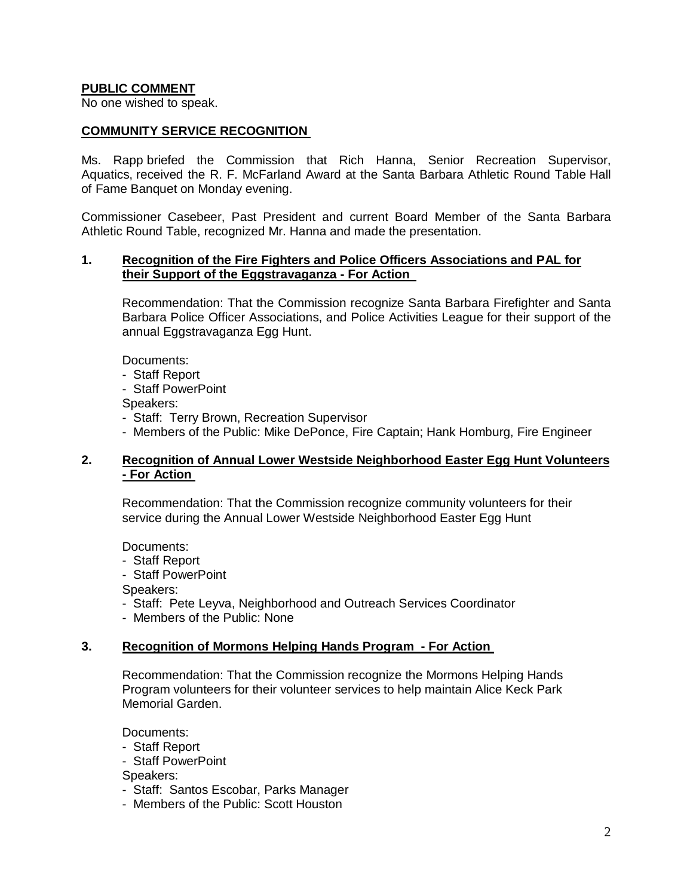**PUBLIC COMMENT**

No one wished to speak.

**COMMUNITY SERVICE RECOGNITION**

Ms. Rapp briefed the Commission that Rich Hanna, Senior Recreation Supervisor, Aquatics, received the R. F. McFarland Award at the Santa Barbara Athletic Round Table Hall of Fame Banquet on Monday evening.

Commissioner Casebeer, Past President and current Board Member of the Santa Barbara Athletic Round Table, recognized Mr. Hanna and made the presentation.

**1. Recognition of the Fire Fighters and Police Officers Associations and PAL for their Support of the Eggstravaganza - For Action**

Recommendation: That the Commission recognize Santa Barbara Firefighter and Santa Barbara Police Officer Associations, and Police Activities League for their support of the annual Eggstravaganza Egg Hunt.

Documents:
- Staff Report
- Staff PowerPoint

Speakers:
- Staff: Terry Brown, Recreation Supervisor
- Members of the Public: Mike DePonce, Fire Captain; Hank Homburg, Fire Engineer

**2. Recognition of Annual Lower Westside Neighborhood Easter Egg Hunt Volunteers - For Action**

Recommendation: That the Commission recognize community volunteers for their service during the Annual Lower Westside Neighborhood Easter Egg Hunt

Documents:
- Staff Report
- Staff PowerPoint

Speakers:
- Staff: Pete Leyva, Neighborhood and Outreach Services Coordinator
- Members of the Public: None

**3. Recognition of Mormons Helping Hands Program - For Action**

Recommendation: That the Commission recognize the Mormons Helping Hands Program volunteers for their volunteer services to help maintain Alice Keck Park Memorial Garden.

Documents:
- Staff Report
- Staff PowerPoint

Speakers:
- Staff: Santos Escobar, Parks Manager
- Members of the Public: Scott Houston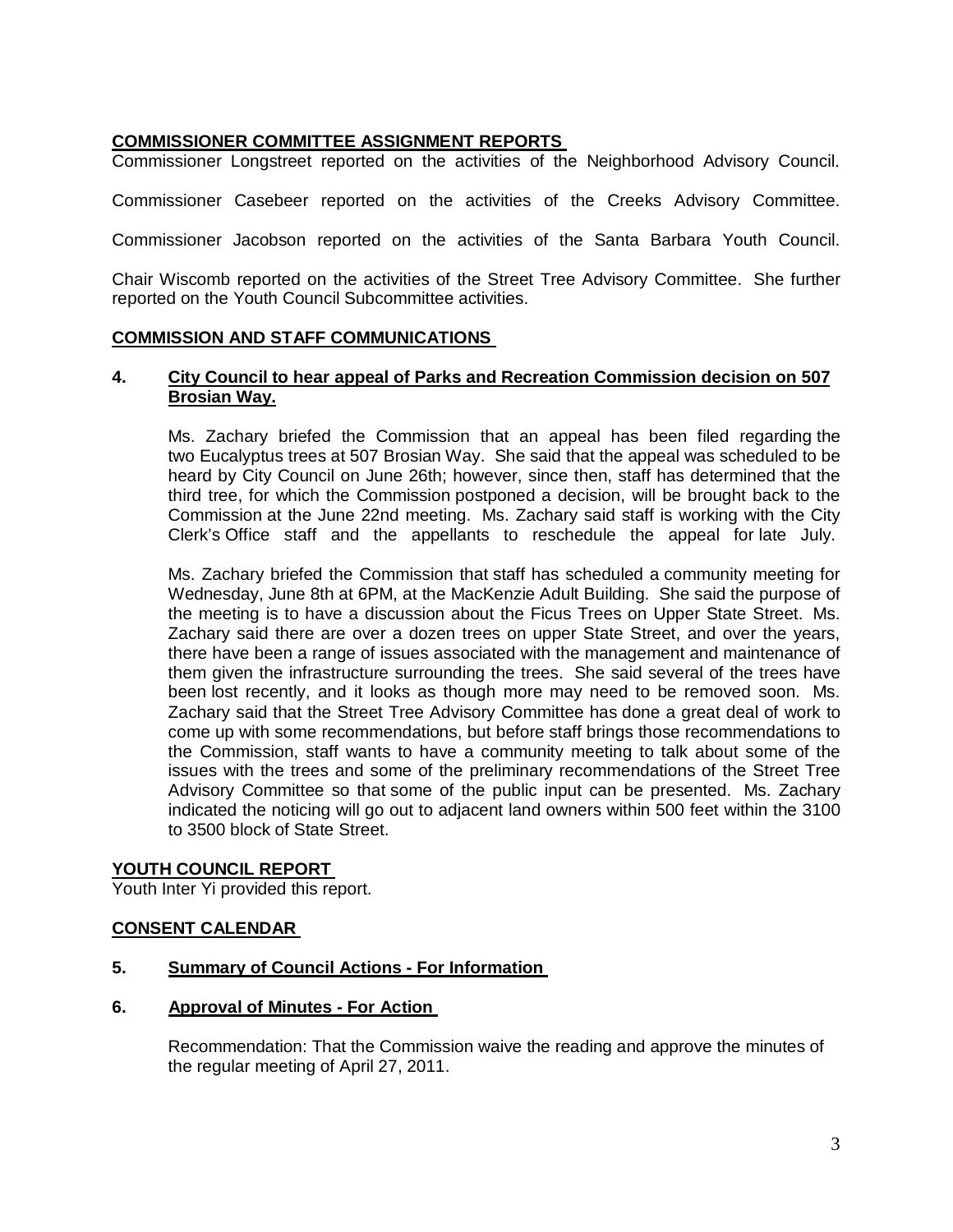## COMMISSIONER COMMITTEE ASSIGNMENT REPORTS

Commissioner Longstreet reported on the activities of the Neighborhood Advisory Council.

Commissioner Casebeer reported on the activities of the Creeks Advisory Committee.

Commissioner Jacobson reported on the activities of the Santa Barbara Youth Council.

Chair Wiscomb reported on the activities of the Street Tree Advisory Committee. She further reported on the Youth Council Subcommittee activities.

## COMMISSION AND STAFF COMMUNICATIONS

### 4. City Council to hear appeal of Parks and Recreation Commission decision on 507 Brosian Way.

Ms. Zachary briefed the Commission that an appeal has been filed regarding the two Eucalyptus trees at 507 Brosian Way. She said that the appeal was scheduled to be heard by City Council on June 26th; however, since then, staff has determined that the third tree, for which the Commission postponed a decision, will be brought back to the Commission at the June 22nd meeting. Ms. Zachary said staff is working with the City Clerk's Office staff and the appellants to reschedule the appeal for late July.

Ms. Zachary briefed the Commission that staff has scheduled a community meeting for Wednesday, June 8th at 6PM, at the MacKenzie Adult Building. She said the purpose of the meeting is to have a discussion about the Ficus Trees on Upper State Street. Ms. Zachary said there are over a dozen trees on upper State Street, and over the years, there have been a range of issues associated with the management and maintenance of them given the infrastructure surrounding the trees. She said several of the trees have been lost recently, and it looks as though more may need to be removed soon. Ms. Zachary said that the Street Tree Advisory Committee has done a great deal of work to come up with some recommendations, but before staff brings those recommendations to the Commission, staff wants to have a community meeting to talk about some of the issues with the trees and some of the preliminary recommendations of the Street Tree Advisory Committee so that some of the public input can be presented. Ms. Zachary indicated the noticing will go out to adjacent land owners within 500 feet within the 3100 to 3500 block of State Street.

## YOUTH COUNCIL REPORT

Youth Inter Yi provided this report.

## CONSENT CALENDAR

### 5. Summary of Council Actions - For Information

### 6. Approval of Minutes - For Action

Recommendation: That the Commission waive the reading and approve the minutes of the regular meeting of April 27, 2011.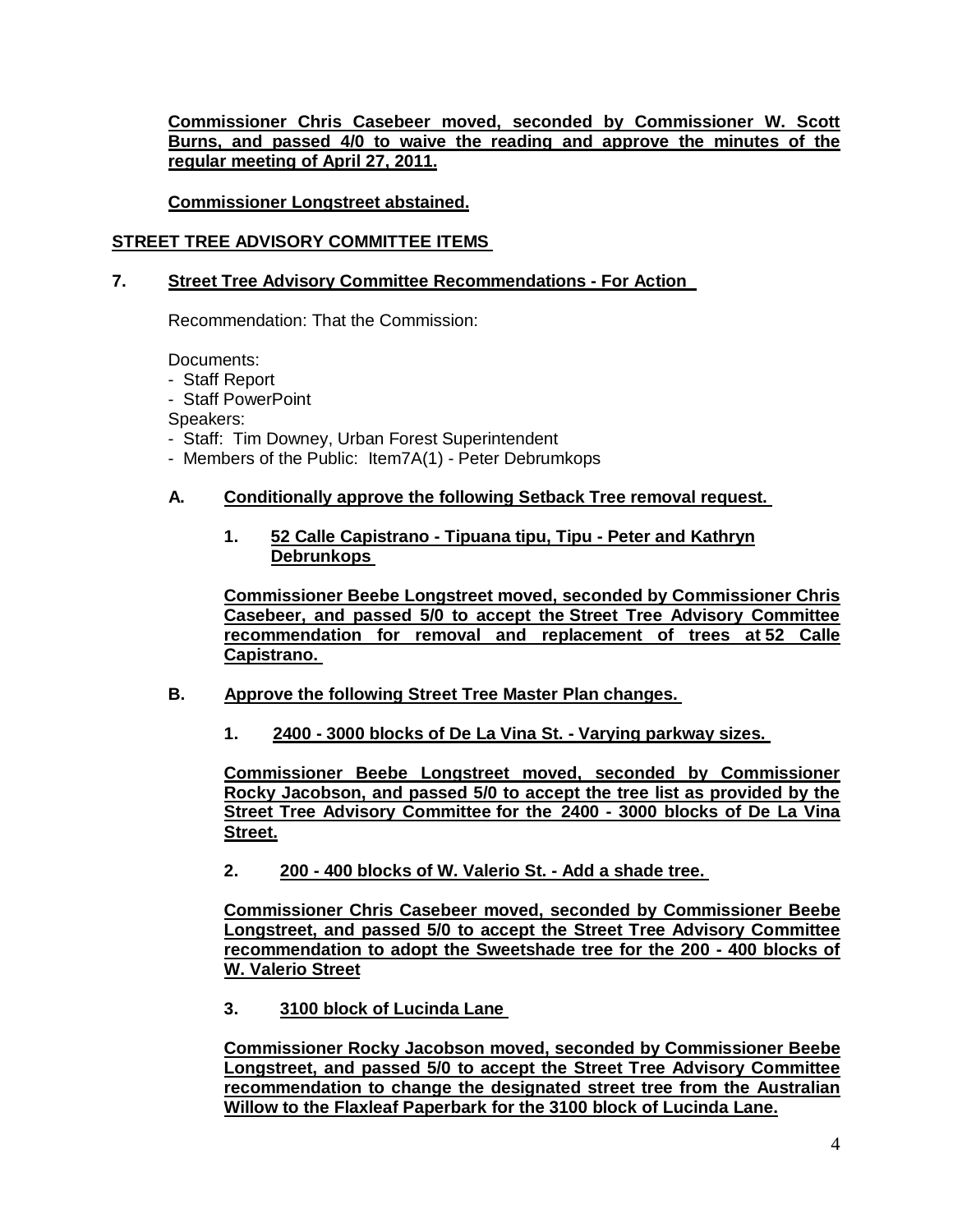**Commissioner Chris Casebeer moved, seconded by Commissioner W. Scott Burns, and passed 4/0 to waive the reading and approve the minutes of the regular meeting of April 27, 2011.**

**Commissioner Longstreet abstained.**

## STREET TREE ADVISORY COMMITTEE ITEMS

### 7. Street Tree Advisory Committee Recommendations - For Action

Recommendation: That the Commission:

Documents:
- Staff Report
- Staff PowerPoint

Speakers:
- Staff: Tim Downey, Urban Forest Superintendent
- Members of the Public: Item7A(1) - Peter Debrumkops

**A. Conditionally approve the following Setback Tree removal request.**

**1. 52 Calle Capistrano - Tipuana tipu, Tipu - Peter and Kathryn Debrunkops**

**Commissioner Beebe Longstreet moved, seconded by Commissioner Chris Casebeer, and passed 5/0 to accept the Street Tree Advisory Committee recommendation for removal and replacement of trees at 52 Calle Capistrano.**

**B. Approve the following Street Tree Master Plan changes.**

**1. 2400 - 3000 blocks of De La Vina St. - Varying parkway sizes.**

**Commissioner Beebe Longstreet moved, seconded by Commissioner Rocky Jacobson, and passed 5/0 to accept the tree list as provided by the Street Tree Advisory Committee for the 2400 - 3000 blocks of De La Vina Street.**

**2. 200 - 400 blocks of W. Valerio St. - Add a shade tree.**

**Commissioner Chris Casebeer moved, seconded by Commissioner Beebe Longstreet, and passed 5/0 to accept the Street Tree Advisory Committee recommendation to adopt the Sweetshade tree for the 200 - 400 blocks of W. Valerio Street**

**3. 3100 block of Lucinda Lane**

**Commissioner Rocky Jacobson moved, seconded by Commissioner Beebe Longstreet, and passed 5/0 to accept the Street Tree Advisory Committee recommendation to change the designated street tree from the Australian Willow to the Flaxleaf Paperbark for the 3100 block of Lucinda Lane.**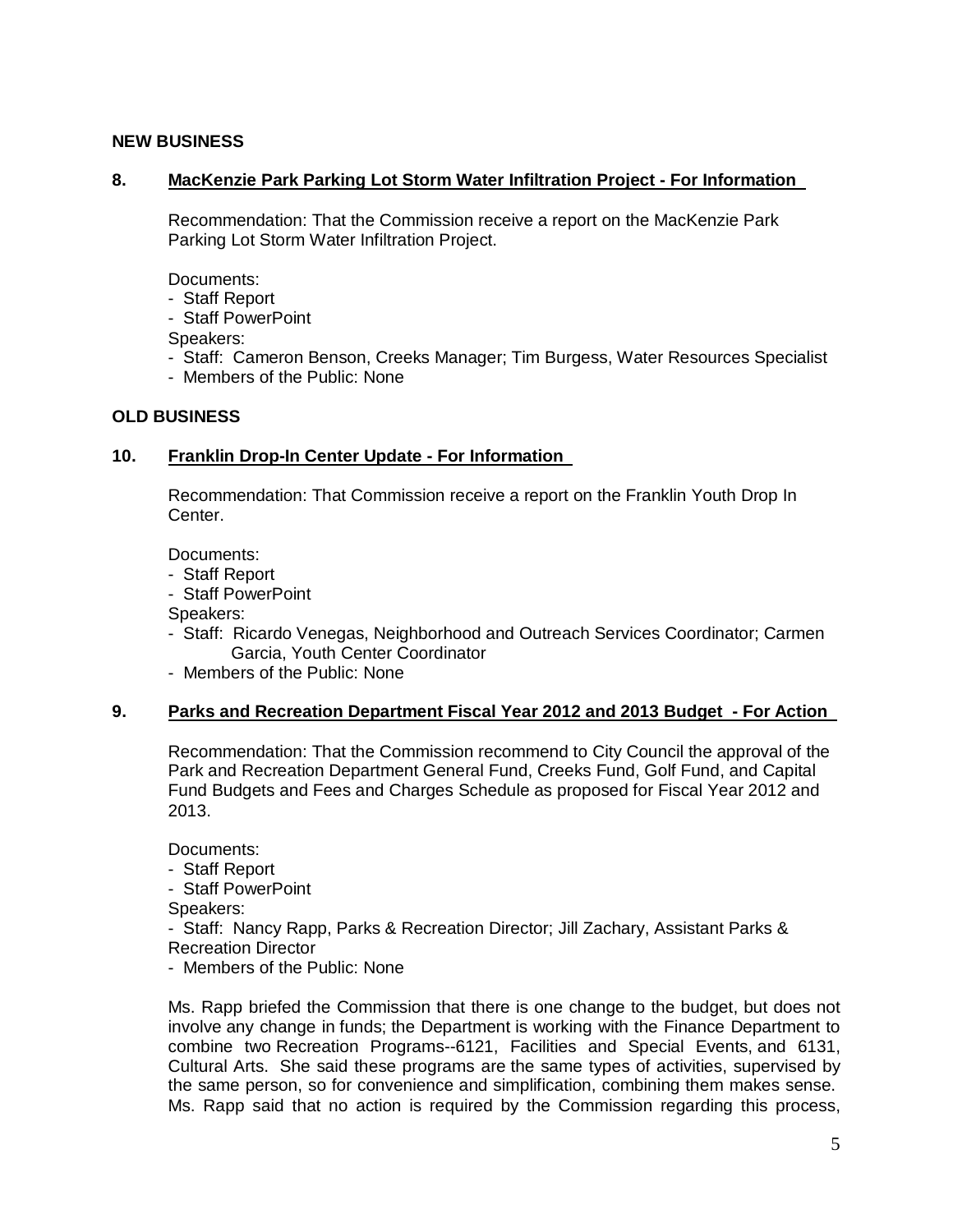**NEW BUSINESS**

**8. MacKenzie Park Parking Lot Storm Water Infiltration Project - For Information**

Recommendation: That the Commission receive a report on the MacKenzie Park Parking Lot Storm Water Infiltration Project.

Documents:
- Staff Report
- Staff PowerPoint

Speakers:
- Staff: Cameron Benson, Creeks Manager; Tim Burgess, Water Resources Specialist
- Members of the Public: None

**OLD BUSINESS**

**10. Franklin Drop-In Center Update - For Information**

Recommendation: That Commission receive a report on the Franklin Youth Drop In Center.

Documents:
- Staff Report
- Staff PowerPoint

Speakers:
- Staff: Ricardo Venegas, Neighborhood and Outreach Services Coordinator; Carmen Garcia, Youth Center Coordinator
- Members of the Public: None

**9. Parks and Recreation Department Fiscal Year 2012 and 2013 Budget - For Action**

Recommendation: That the Commission recommend to City Council the approval of the Park and Recreation Department General Fund, Creeks Fund, Golf Fund, and Capital Fund Budgets and Fees and Charges Schedule as proposed for Fiscal Year 2012 and 2013.

Documents:
- Staff Report
- Staff PowerPoint

Speakers:
- Staff: Nancy Rapp, Parks & Recreation Director; Jill Zachary, Assistant Parks & Recreation Director
- Members of the Public: None

Ms. Rapp briefed the Commission that there is one change to the budget, but does not involve any change in funds; the Department is working with the Finance Department to combine two Recreation Programs--6121, Facilities and Special Events, and 6131, Cultural Arts. She said these programs are the same types of activities, supervised by the same person, so for convenience and simplification, combining them makes sense. Ms. Rapp said that no action is required by the Commission regarding this process,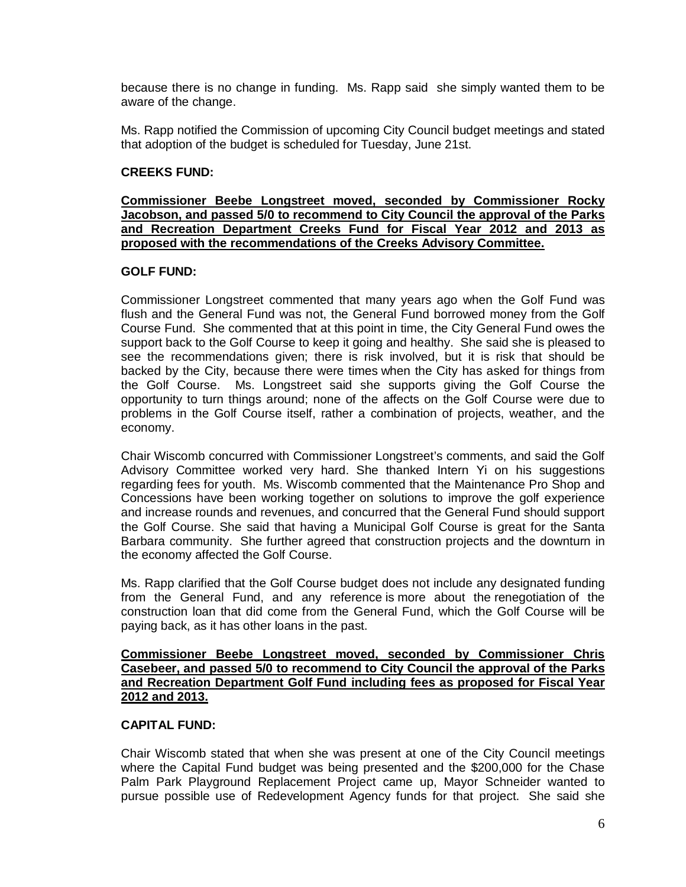because there is no change in funding. Ms. Rapp said she simply wanted them to be aware of the change.

Ms. Rapp notified the Commission of upcoming City Council budget meetings and stated that adoption of the budget is scheduled for Tuesday, June 21st.

**CREEKS FUND:**

**<u>Commissioner Beebe Longstreet moved, seconded by Commissioner Rocky Jacobson, and passed 5/0 to recommend to City Council the approval of the Parks and Recreation Department Creeks Fund for Fiscal Year 2012 and 2013 as proposed with the recommendations of the Creeks Advisory Committee.</u>**

**GOLF FUND:**

Commissioner Longstreet commented that many years ago when the Golf Fund was flush and the General Fund was not, the General Fund borrowed money from the Golf Course Fund. She commented that at this point in time, the City General Fund owes the support back to the Golf Course to keep it going and healthy. She said she is pleased to see the recommendations given; there is risk involved, but it is risk that should be backed by the City, because there were times when the City has asked for things from the Golf Course. Ms. Longstreet said she supports giving the Golf Course the opportunity to turn things around; none of the affects on the Golf Course were due to problems in the Golf Course itself, rather a combination of projects, weather, and the economy.

Chair Wiscomb concurred with Commissioner Longstreet's comments, and said the Golf Advisory Committee worked very hard. She thanked Intern Yi on his suggestions regarding fees for youth. Ms. Wiscomb commented that the Maintenance Pro Shop and Concessions have been working together on solutions to improve the golf experience and increase rounds and revenues, and concurred that the General Fund should support the Golf Course. She said that having a Municipal Golf Course is great for the Santa Barbara community. She further agreed that construction projects and the downturn in the economy affected the Golf Course.

Ms. Rapp clarified that the Golf Course budget does not include any designated funding from the General Fund, and any reference is more about the renegotiation of the construction loan that did come from the General Fund, which the Golf Course will be paying back, as it has other loans in the past.

**<u>Commissioner Beebe Longstreet moved, seconded by Commissioner Chris Casebeer, and passed 5/0 to recommend to City Council the approval of the Parks and Recreation Department Golf Fund including fees as proposed for Fiscal Year 2012 and 2013.</u>**

**CAPITAL FUND:**

Chair Wiscomb stated that when she was present at one of the City Council meetings where the Capital Fund budget was being presented and the $200,000 for the Chase Palm Park Playground Replacement Project came up, Mayor Schneider wanted to pursue possible use of Redevelopment Agency funds for that project. She said she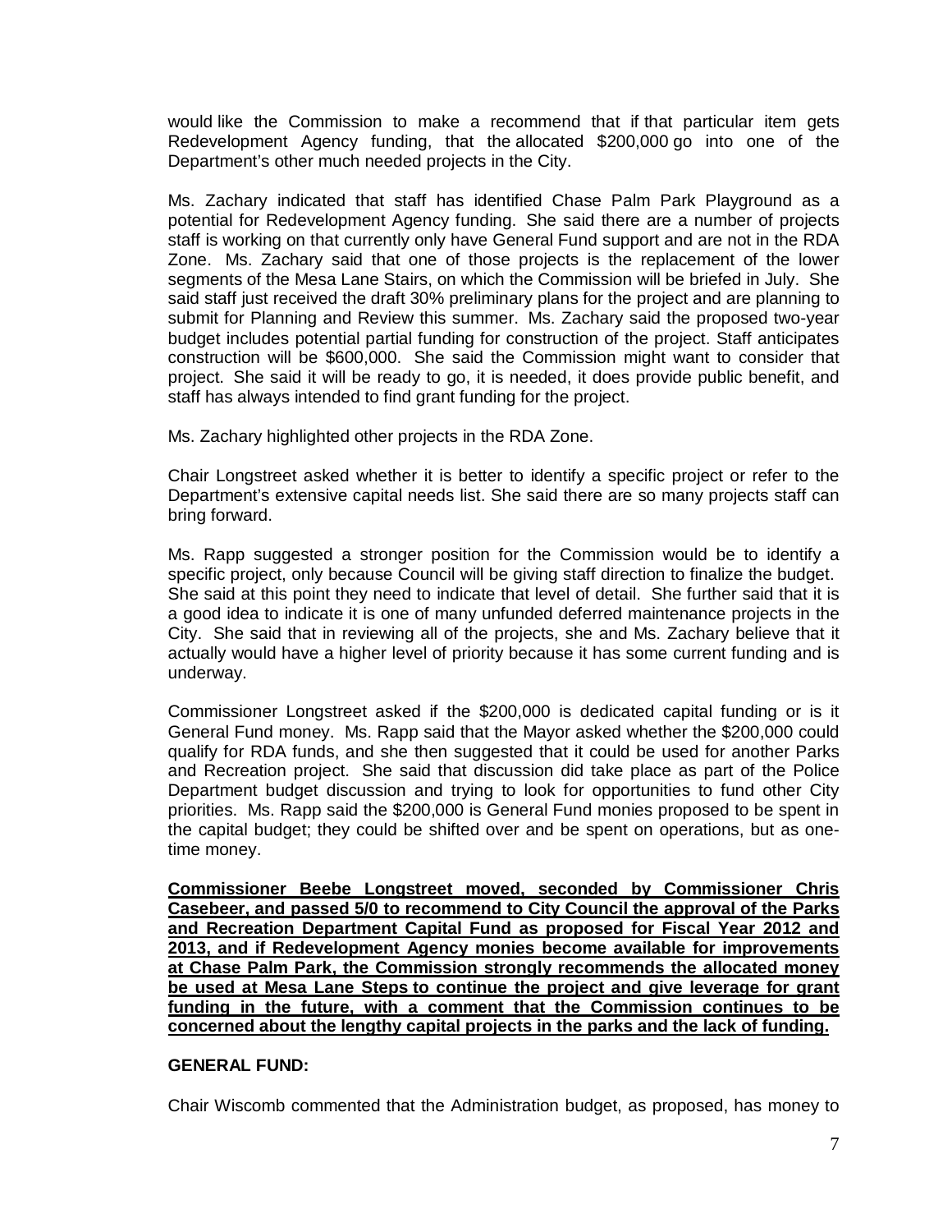would like the Commission to make a recommend that if that particular item gets Redevelopment Agency funding, that the allocated $200,000 go into one of the Department's other much needed projects in the City.

Ms. Zachary indicated that staff has identified Chase Palm Park Playground as a potential for Redevelopment Agency funding. She said there are a number of projects staff is working on that currently only have General Fund support and are not in the RDA Zone. Ms. Zachary said that one of those projects is the replacement of the lower segments of the Mesa Lane Stairs, on which the Commission will be briefed in July. She said staff just received the draft 30% preliminary plans for the project and are planning to submit for Planning and Review this summer. Ms. Zachary said the proposed two-year budget includes potential partial funding for construction of the project. Staff anticipates construction will be $600,000. She said the Commission might want to consider that project. She said it will be ready to go, it is needed, it does provide public benefit, and staff has always intended to find grant funding for the project.

Ms. Zachary highlighted other projects in the RDA Zone.

Chair Longstreet asked whether it is better to identify a specific project or refer to the Department's extensive capital needs list. She said there are so many projects staff can bring forward.

Ms. Rapp suggested a stronger position for the Commission would be to identify a specific project, only because Council will be giving staff direction to finalize the budget. She said at this point they need to indicate that level of detail. She further said that it is a good idea to indicate it is one of many unfunded deferred maintenance projects in the City. She said that in reviewing all of the projects, she and Ms. Zachary believe that it actually would have a higher level of priority because it has some current funding and is underway.

Commissioner Longstreet asked if the $200,000 is dedicated capital funding or is it General Fund money. Ms. Rapp said that the Mayor asked whether the $200,000 could qualify for RDA funds, and she then suggested that it could be used for another Parks and Recreation project. She said that discussion did take place as part of the Police Department budget discussion and trying to look for opportunities to fund other City priorities. Ms. Rapp said the $200,000 is General Fund monies proposed to be spent in the capital budget; they could be shifted over and be spent on operations, but as one-time money.

**Commissioner Beebe Longstreet moved, seconded by Commissioner Chris Casebeer, and passed 5/0 to recommend to City Council the approval of the Parks and Recreation Department Capital Fund as proposed for Fiscal Year 2012 and 2013, and if Redevelopment Agency monies become available for improvements at Chase Palm Park, the Commission strongly recommends the allocated money be used at Mesa Lane Steps to continue the project and give leverage for grant funding in the future, with a comment that the Commission continues to be concerned about the lengthy capital projects in the parks and the lack of funding.**

**GENERAL FUND:**

Chair Wiscomb commented that the Administration budget, as proposed, has money to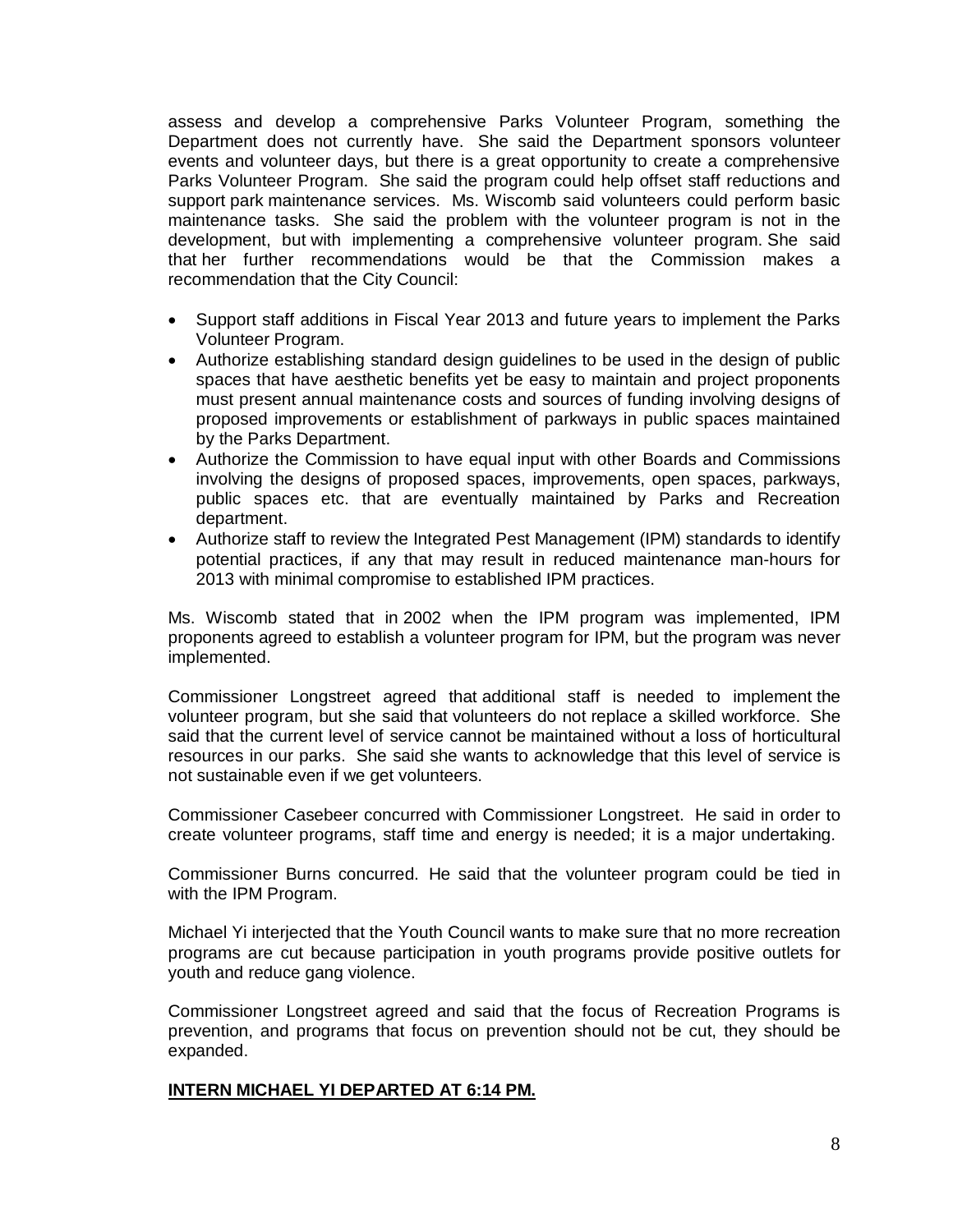assess and develop a comprehensive Parks Volunteer Program, something the Department does not currently have. She said the Department sponsors volunteer events and volunteer days, but there is a great opportunity to create a comprehensive Parks Volunteer Program. She said the program could help offset staff reductions and support park maintenance services. Ms. Wiscomb said volunteers could perform basic maintenance tasks. She said the problem with the volunteer program is not in the development, but with implementing a comprehensive volunteer program. She said that her further recommendations would be that the Commission makes a recommendation that the City Council:

- Support staff additions in Fiscal Year 2013 and future years to implement the Parks Volunteer Program.
- Authorize establishing standard design guidelines to be used in the design of public spaces that have aesthetic benefits yet be easy to maintain and project proponents must present annual maintenance costs and sources of funding involving designs of proposed improvements or establishment of parkways in public spaces maintained by the Parks Department.
- Authorize the Commission to have equal input with other Boards and Commissions involving the designs of proposed spaces, improvements, open spaces, parkways, public spaces etc. that are eventually maintained by Parks and Recreation department.
- Authorize staff to review the Integrated Pest Management (IPM) standards to identify potential practices, if any that may result in reduced maintenance man-hours for 2013 with minimal compromise to established IPM practices.

Ms. Wiscomb stated that in 2002 when the IPM program was implemented, IPM proponents agreed to establish a volunteer program for IPM, but the program was never implemented.

Commissioner Longstreet agreed that additional staff is needed to implement the volunteer program, but she said that volunteers do not replace a skilled workforce. She said that the current level of service cannot be maintained without a loss of horticultural resources in our parks. She said she wants to acknowledge that this level of service is not sustainable even if we get volunteers.

Commissioner Casebeer concurred with Commissioner Longstreet. He said in order to create volunteer programs, staff time and energy is needed; it is a major undertaking.

Commissioner Burns concurred. He said that the volunteer program could be tied in with the IPM Program.

Michael Yi interjected that the Youth Council wants to make sure that no more recreation programs are cut because participation in youth programs provide positive outlets for youth and reduce gang violence.

Commissioner Longstreet agreed and said that the focus of Recreation Programs is prevention, and programs that focus on prevention should not be cut, they should be expanded.

**INTERN MICHAEL YI DEPARTED AT 6:14 PM.**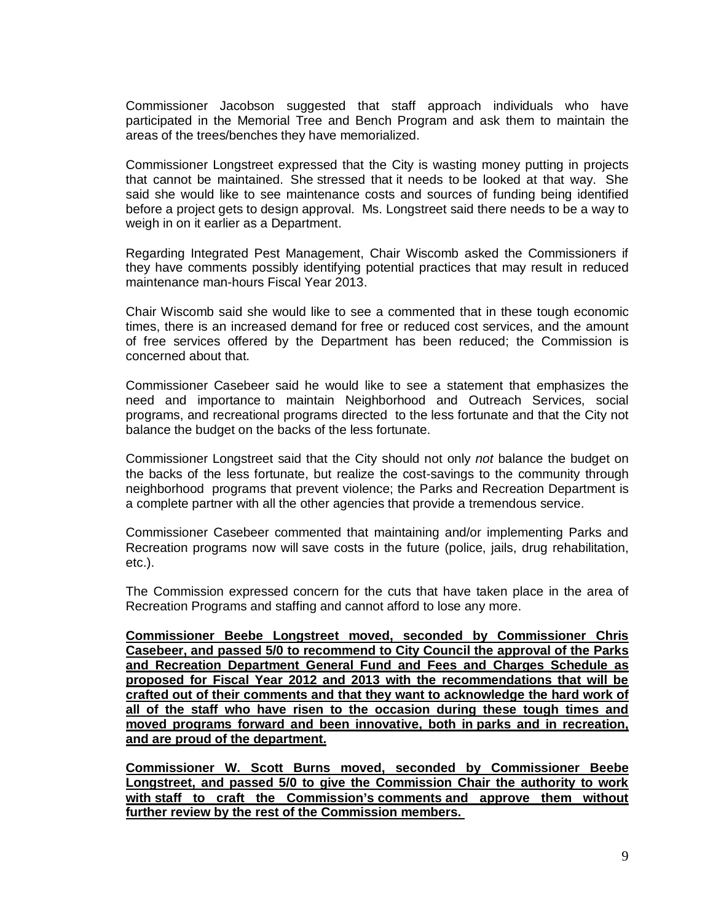Commissioner Jacobson suggested that staff approach individuals who have participated in the Memorial Tree and Bench Program and ask them to maintain the areas of the trees/benches they have memorialized.

Commissioner Longstreet expressed that the City is wasting money putting in projects that cannot be maintained. She stressed that it needs to be looked at that way. She said she would like to see maintenance costs and sources of funding being identified before a project gets to design approval. Ms. Longstreet said there needs to be a way to weigh in on it earlier as a Department.

Regarding Integrated Pest Management, Chair Wiscomb asked the Commissioners if they have comments possibly identifying potential practices that may result in reduced maintenance man-hours Fiscal Year 2013.

Chair Wiscomb said she would like to see a commented that in these tough economic times, there is an increased demand for free or reduced cost services, and the amount of free services offered by the Department has been reduced; the Commission is concerned about that.

Commissioner Casebeer said he would like to see a statement that emphasizes the need and importance to maintain Neighborhood and Outreach Services, social programs, and recreational programs directed to the less fortunate and that the City not balance the budget on the backs of the less fortunate.

Commissioner Longstreet said that the City should not only *not* balance the budget on the backs of the less fortunate, but realize the cost-savings to the community through neighborhood programs that prevent violence; the Parks and Recreation Department is a complete partner with all the other agencies that provide a tremendous service.

Commissioner Casebeer commented that maintaining and/or implementing Parks and Recreation programs now will save costs in the future (police, jails, drug rehabilitation, etc.).

The Commission expressed concern for the cuts that have taken place in the area of Recreation Programs and staffing and cannot afford to lose any more.

**Commissioner Beebe Longstreet moved, seconded by Commissioner Chris Casebeer, and passed 5/0 to recommend to City Council the approval of the Parks and Recreation Department General Fund and Fees and Charges Schedule as proposed for Fiscal Year 2012 and 2013 with the recommendations that will be crafted out of their comments and that they want to acknowledge the hard work of all of the staff who have risen to the occasion during these tough times and moved programs forward and been innovative, both in parks and in recreation, and are proud of the department.**

**Commissioner W. Scott Burns moved, seconded by Commissioner Beebe Longstreet, and passed 5/0 to give the Commission Chair the authority to work with staff to craft the Commission's comments and approve them without further review by the rest of the Commission members.**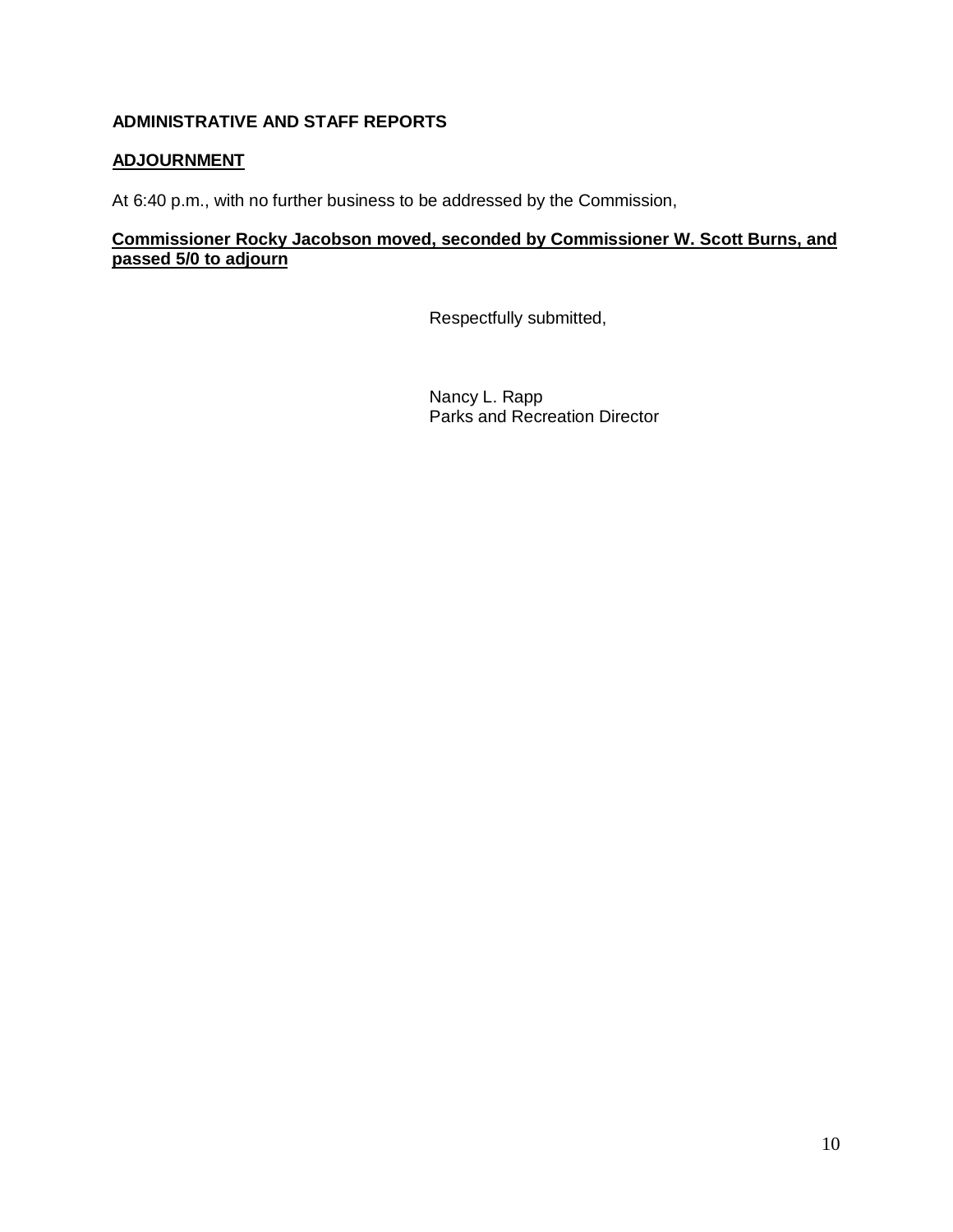**ADMINISTRATIVE AND STAFF REPORTS**

**ADJOURNMENT**

At 6:40 p.m., with no further business to be addressed by the Commission,

**Commissioner Rocky Jacobson moved, seconded by Commissioner W. Scott Burns, and passed 5/0 to adjourn**

Respectfully submitted,

Nancy L. Rapp
Parks and Recreation Director